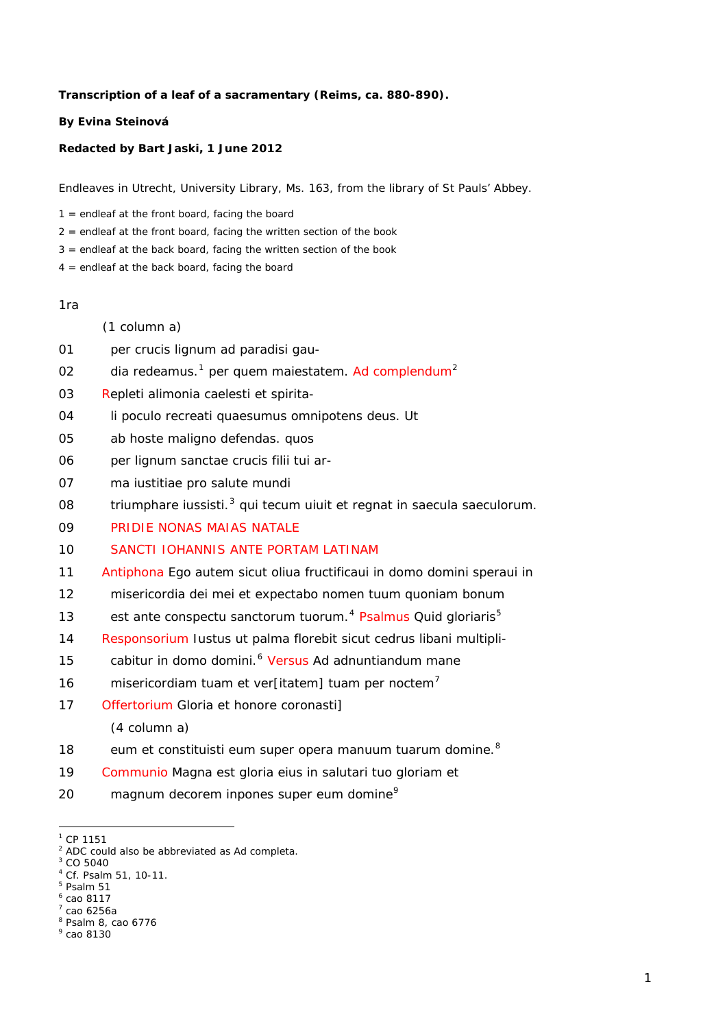**Transcription of a leaf of a sacramentary (Reims, ca. 880-890).**

**By Evina Steinová**

**Redacted by Bart Jaski, 1 June 2012**

Endleaves in Utrecht, University Library, Ms. 163, from the library of St Pauls' Abbey.

1 = endleaf at the front board, facing the board
2 = endleaf at the front board, facing the written section of the book
3 = endleaf at the back board, facing the written section of the book
4 = endleaf at the back board, facing the board

1ra

(1 column a)

01 per crucis lignum ad paradisi gau-
02 dia redeamus.[1] per quem maiestatem. Ad complendum[2]
03 Repleti alimonia caelesti et spirita-
04 li poculo recreati quaesumus omnipotens deus. Ut
05 ab hoste maligno defendas. quos
06 per lignum sanctae crucis filii tui ar-
07 ma iustitiae pro salute mundi
08 triumphare iussisti.[3] qui tecum uiuit et regnat in saecula saeculorum.
09 PRIDIE NONAS MAIAS NATALE
10 SANCTI IOHANNIS ANTE PORTAM LATINAM
11 Antiphona Ego autem sicut oliua fructificaui in domo domini speraui in
12 misericordia dei mei et expectabo nomen tuum quoniam bonum
13 est ante conspectu sanctorum tuorum.[4] Psalmus Quid gloriaris[5]
14 Responsorium Iustus ut palma florebit sicut cedrus libani multipli-
15 cabitur in domo domini.[6] Versus Ad adnuntiandum mane
16 misericordiam tuam et ver[itatem] tuam per noctem[7]
17 Offertorium Gloria et honore coronasti]

(4 column a)

18 eum et constituisti eum super opera manuum tuarum domine.[8]
19 Communio Magna est gloria eius in salutari tuo gloriam et
20 magnum decorem inpones super eum domine[9]

---

[1] CP 1151
[2] ADC could also be abbreviated as Ad completa.
[3] CO 5040
[4] Cf. Psalm 51, 10-11.
[5] Psalm 51
[6] cao 8117
[7] cao 6256a
[8] Psalm 8, cao 6776
[9] cao 8130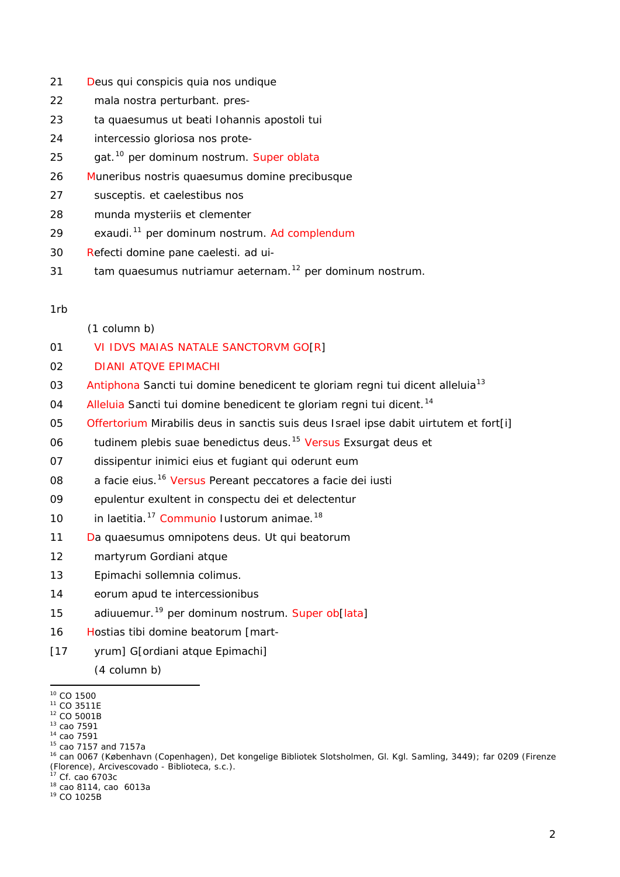21 Deus qui conspicis quia nos undique
22 mala nostra perturbant. pres-
23 ta quaesumus ut beati Iohannis apostoli tui
24 intercessio gloriosa nos prote-
25 gat.[10] per dominum nostrum. Super oblata
26 Muneribus nostris quaesumus domine precibusque
27 susceptis. et caelestibus nos
28 munda mysteriis et clementer
29 exaudi.[11] per dominum nostrum. Ad complendum
30 Refecti domine pane caelesti. ad ui-
31 tam quaesumus nutriamur aeternam.[12] per dominum nostrum.

1rb

(1 column b)

01 VI IDVS MAIAS NATALE SANCTORVM GO[R]
02 DIANI ATQVE EPIMACHI
03 Antiphona Sancti tui domine benedicent te gloriam regni tui dicent alleluia[13]
04 Alleluia Sancti tui domine benedicent te gloriam regni tui dicent.[14]
05 Offertorium Mirabilis deus in sanctis suis deus Israel ipse dabit uirtutem et fort[i]
06 tudinem plebis suae benedictus deus.[15] Versus Exsurgat deus et
07 dissipentur inimici eius et fugiant qui oderunt eum
08 a facie eius.[16] Versus Pereant peccatores a facie dei iusti
09 epulentur exultent in conspectu dei et delectentur
10 in laetitia.[17] Communio Iustorum animae.[18]
11 Da quaesumus omnipotens deus. Ut qui beatorum
12 martyrum Gordiani atque
13 Epimachi sollemnia colimus.
14 eorum apud te intercessionibus
15 adiuuemur.[19] per dominum nostrum. Super ob[lata]
16 Hostias tibi domine beatorum [mart-
[17 yrum] G[ordiani atque Epimachi]
(4 column b)

---

[10] CO 1500
[11] CO 3511E
[12] CO 5001B
[13] cao 7591
[14] cao 7591
[15] cao 7157 and 7157a
[16] can 0067 (København (Copenhagen), Det kongelige Bibliotek Slotsholmen, Gl. Kgl. Samling, 3449); far 0209 (Firenze (Florence), Arcivescovado - Biblioteca, s.c.).
[17] Cf. cao 6703c
[18] cao 8114, cao 6013a
[19] CO 1025B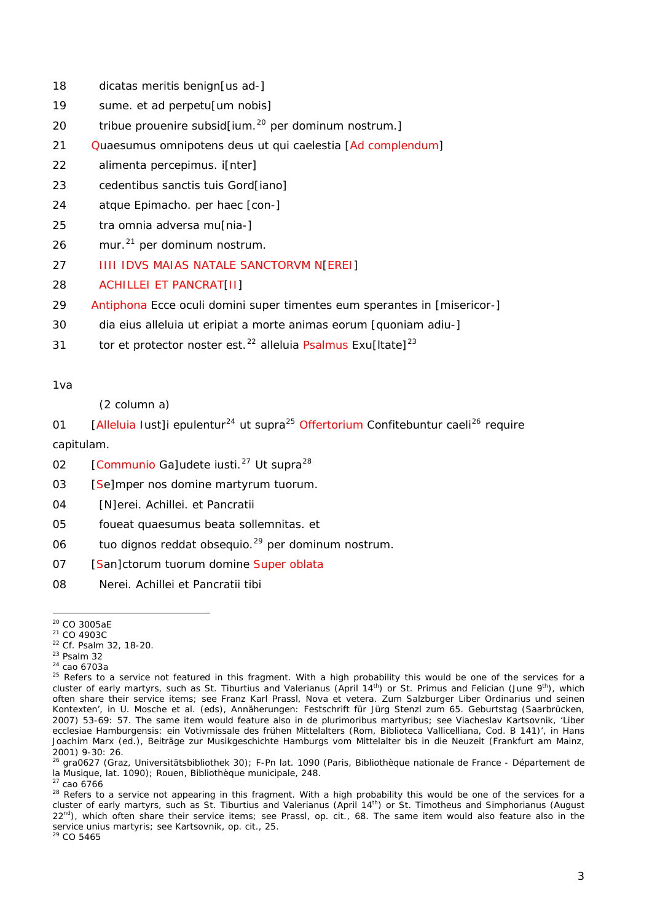18 dicatas meritis benign[us ad-]

19 sume. et ad perpetu[um nobis]

20 tribue prouenire subsid[ium.[20] per dominum nostrum.]

21 Quaesumus omnipotens deus ut qui caelestia [Ad complendum]

22 alimenta percepimus. i[nter]

23 cedentibus sanctis tuis Gord[iano]

24 atque Epimacho. per haec [con-]

25 tra omnia adversa mu[nia-]

26 mur.[21] per dominum nostrum.

27 IIII IDVS MAIAS NATALE SANCTORVM N[EREI]

28 ACHILLEI ET PANCRAT[II]

29 Antiphona Ecce oculi domini super timentes eum sperantes in [misericor-]

30 dia eius alleluia ut eripiat a morte animas eorum [quoniam adiu-]

31 tor et protector noster est.[22] alleluia Psalmus Exu[ltate][23]

1va

(2 column a)

01 [Alleluia Iust]i epulentur[24] ut supra[25] Offertorium Confitebuntur caeli[26] require capitulam.

02 [Communio Ga]udete iusti.[27] Ut supra[28]

03 [Se]mper nos domine martyrum tuorum.

04 [N]erei. Achillei. et Pancratii

05 foueat quaesumus beata sollemnitas. et

06 tuo dignos reddat obsequio.[29] per dominum nostrum.

07 [San]ctorum tuorum domine Super oblata

08 Nerei. Achillei et Pancratii tibi

---

[20] CO 3005aE

[21] CO 4903C

[22] Cf. Psalm 32, 18-20.

[23] Psalm 32

[24] cao 6703a

[25] Refers to a service not featured in this fragment. With a high probability this would be one of the services for a cluster of early martyrs, such as St. Tiburtius and Valerianus (April 14th) or St. Primus and Felician (June 9th), which often share their service items; see Franz Karl Prassl, Nova et vetera. Zum Salzburger Liber Ordinarius und seinen Kontexten', in U. Mosche et al. (eds), Annäherungen: Festschrift für Jürg Stenzl zum 65. Geburtstag (Saarbrücken, 2007) 53-69: 57. The same item would feature also in de plurimoribus martyribus; see Viacheslav Kartsovnik, 'Liber ecclesiae Hamburgensis: ein Votivmissale des frühen Mittelalters (Rom, Biblioteca Vallicelliana, Cod. B 141)', in Hans Joachim Marx (ed.), Beiträge zur Musikgeschichte Hamburgs vom Mittelalter bis in die Neuzeit (Frankfurt am Mainz, 2001) 9-30: 26.

[26] gra0627 (Graz, Universitätsbibliothek 30); F-Pn lat. 1090 (Paris, Bibliothèque nationale de France - Département de la Musique, lat. 1090); Rouen, Bibliothèque municipale, 248.

[27] cao 6766

[28] Refers to a service not appearing in this fragment. With a high probability this would be one of the services for a cluster of early martyrs, such as St. Tiburtius and Valerianus (April 14th) or St. Timotheus and Simphorianus (August 22nd), which often share their service items; see Prassl, op. cit., 68. The same item would also feature also in the service unius martyris; see Kartsovnik, op. cit., 25.

[29] CO 5465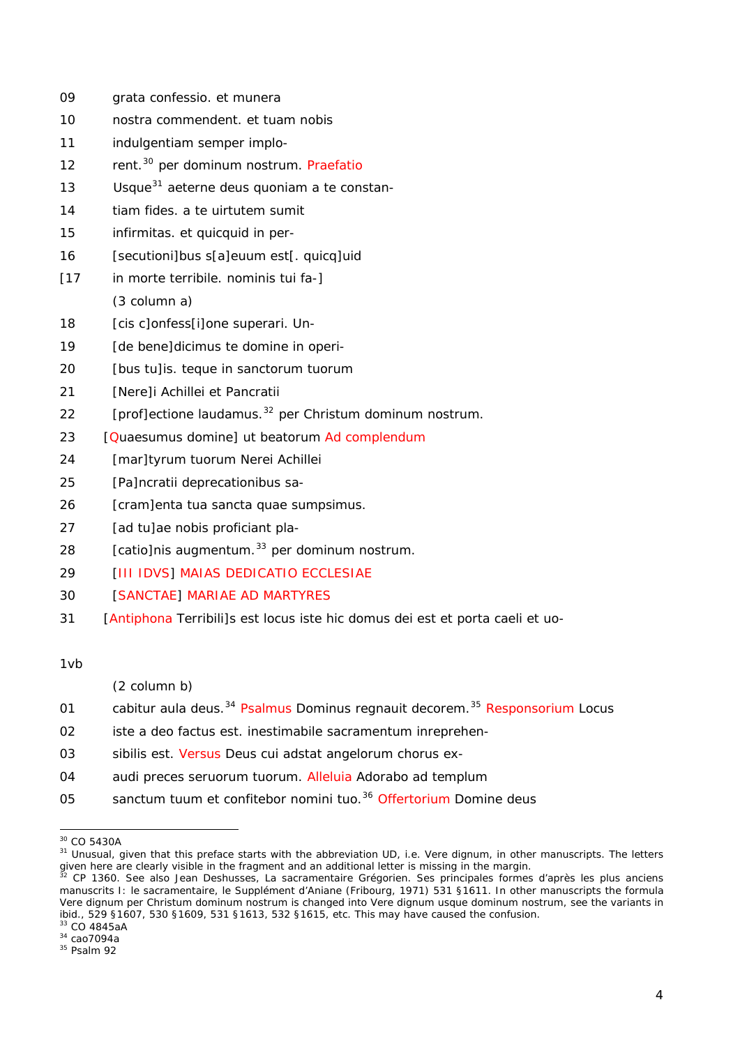09 grata confessio. et munera

10 nostra commendent. et tuam nobis

11 indulgentiam semper implo-

12 rent.[30] per dominum nostrum. Praefatio

13 Usque[31] aeterne deus quoniam a te constan-

14 tiam fides. a te uirtutem sumit

15 infirmitas. et quicquid in per-

16 [secutioni]bus s[a]euum est[. quicq]uid

[17 in morte terribile. nominis tui fa-]

(3 column a)

18 [cis c]onfess[i]one superari. Un-

19 [de bene]dicimus te domine in operi-

20 [bus tu]is. teque in sanctorum tuorum

21 [Nere]i Achillei et Pancratii

22 [prof]ectione laudamus.[32] per Christum dominum nostrum.

23 [Quaesumus domine] ut beatorum Ad complendum

24 [mar]tyrum tuorum Nerei Achillei

25 [Pa]ncratii deprecationibus sa-

26 [cram]enta tua sancta quae sumpsimus.

27 [ad tu]ae nobis proficiant pla-

28 [catio]nis augmentum.[33] per dominum nostrum.

29 [III IDVS] MAIAS DEDICATIO ECCLESIAE

30 [SANCTAE] MARIAE AD MARTYRES

31 [Antiphona Terribili]s est locus iste hic domus dei est et porta caeli et uo-

1vb

(2 column b)

01 cabitur aula deus.[34] Psalmus Dominus regnauit decorem.[35] Responsorium Locus

02 iste a deo factus est. inestimabile sacramentum inreprehen-

03 sibilis est. Versus Deus cui adstat angelorum chorus ex-

04 audi preces seruorum tuorum. Alleluia Adorabo ad templum

05 sanctum tuum et confitebor nomini tuo.[36] Offertorium Domine deus

---

[30] CO 5430A

[31] Unusual, given that this preface starts with the abbreviation UD, i.e. Vere dignum, in other manuscripts. The letters given here are clearly visible in the fragment and an additional letter is missing in the margin.

[32] CP 1360. See also Jean Deshusses, La sacramentaire Grégorien. Ses principales formes d'après les plus anciens manuscrits I: le sacramentaire, le Supplément d'Aniane (Fribourg, 1971) 531 §1611. In other manuscripts the formula Vere dignum per Christum dominum nostrum is changed into Vere dignum usque dominum nostrum, see the variants in ibid., 529 §1607, 530 §1609, 531 §1613, 532 §1615, etc. This may have caused the confusion.

[33] CO 4845aA

[34] cao7094a

[35] Psalm 92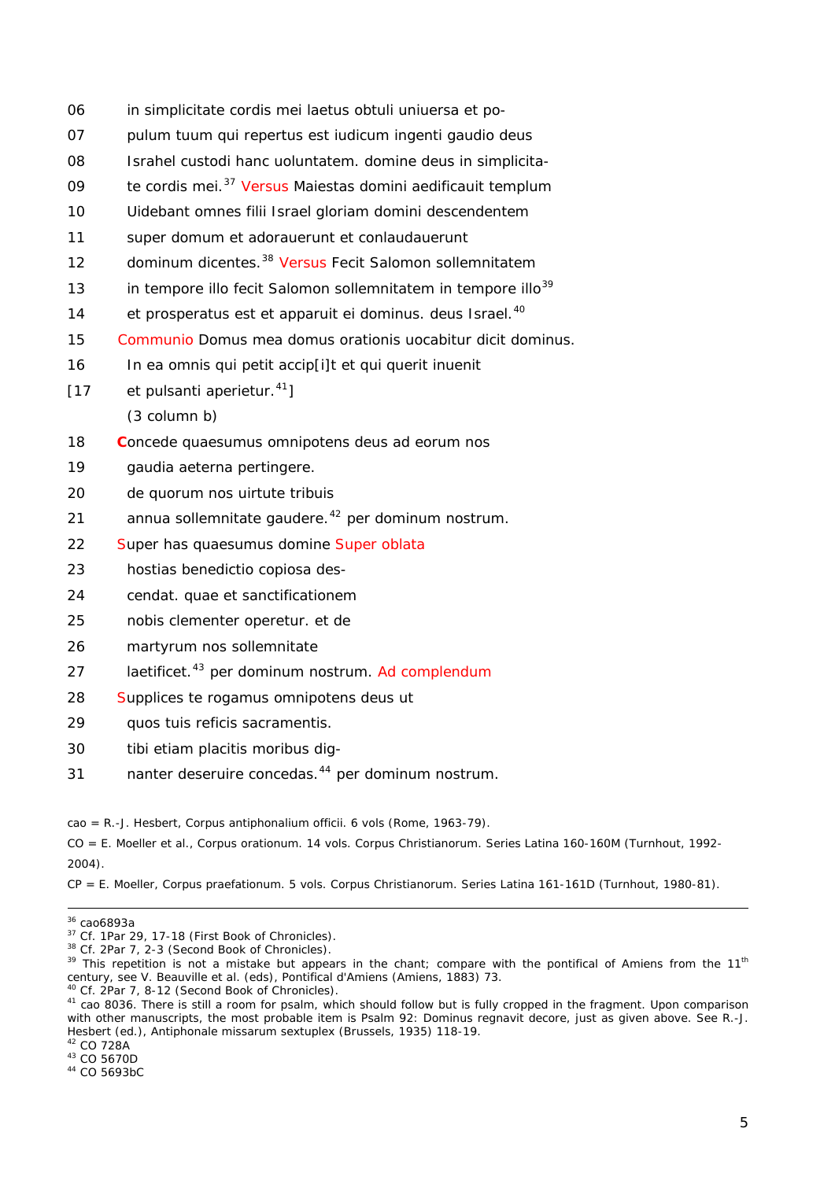06 in simplicitate cordis mei laetus obtuli uniuersa et po-

07 pulum tuum qui repertus est iudicum ingenti gaudio deus

08 Israhel custodi hanc uoluntatem. domine deus in simplicita-

09 te cordis mei.[37] Versus Maiestas domini aedificauit templum

10 Uidebant omnes filii Israel gloriam domini descendentem

11 super domum et adorauerunt et conlaudauerunt

12 dominum dicentes.[38] Versus Fecit Salomon sollemnitatem

13 in tempore illo fecit Salomon sollemnitatem in tempore illo[39]

14 et prosperatus est et apparuit ei dominus. deus Israel.[40]

15 Communio Domus mea domus orationis uocabitur dicit dominus.

16 In ea omnis qui petit accip[i]t et qui querit inuenit

[17 et pulsanti aperietur.[41]]

(3 column b)

18 Concede quaesumus omnipotens deus ad eorum nos

19 gaudia aeterna pertingere.

20 de quorum nos uirtute tribuis

21 annua sollemnitate gaudere.[42] per dominum nostrum.

22 Super has quaesumus domine Super oblata

23 hostias benedictio copiosa des-

24 cendat. quae et sanctificationem

25 nobis clementer operetur. et de

26 martyrum nos sollemnitate

27 laetificet.[43] per dominum nostrum. Ad complendum

28 Supplices te rogamus omnipotens deus ut

29 quos tuis reficis sacramentis.

30 tibi etiam placitis moribus dig-

31 nanter deseruire concedas.[44] per dominum nostrum.

cao = R.-J. Hesbert, Corpus antiphonalium officii. 6 vols (Rome, 1963-79).

CO = E. Moeller et al., Corpus orationum. 14 vols. Corpus Christianorum. Series Latina 160-160M (Turnhout, 1992-2004).

CP = E. Moeller, Corpus praefationum. 5 vols. Corpus Christianorum. Series Latina 161-161D (Turnhout, 1980-81).

---

[36] cao6893a

[37] Cf. 1Par 29, 17-18 (First Book of Chronicles).

[38] Cf. 2Par 7, 2-3 (Second Book of Chronicles).

[39] This repetition is not a mistake but appears in the chant; compare with the pontifical of Amiens from the 11th century, see V. Beauville et al. (eds), Pontifical d'Amiens (Amiens, 1883) 73.

[40] Cf. 2Par 7, 8-12 (Second Book of Chronicles).

[41] cao 8036. There is still a room for psalm, which should follow but is fully cropped in the fragment. Upon comparison with other manuscripts, the most probable item is Psalm 92: Dominus regnavit decore, just as given above. See R.-J. Hesbert (ed.), Antiphonale missarum sextuplex (Brussels, 1935) 118-19.

[42] CO 728A

[43] CO 5670D

[44] CO 5693bC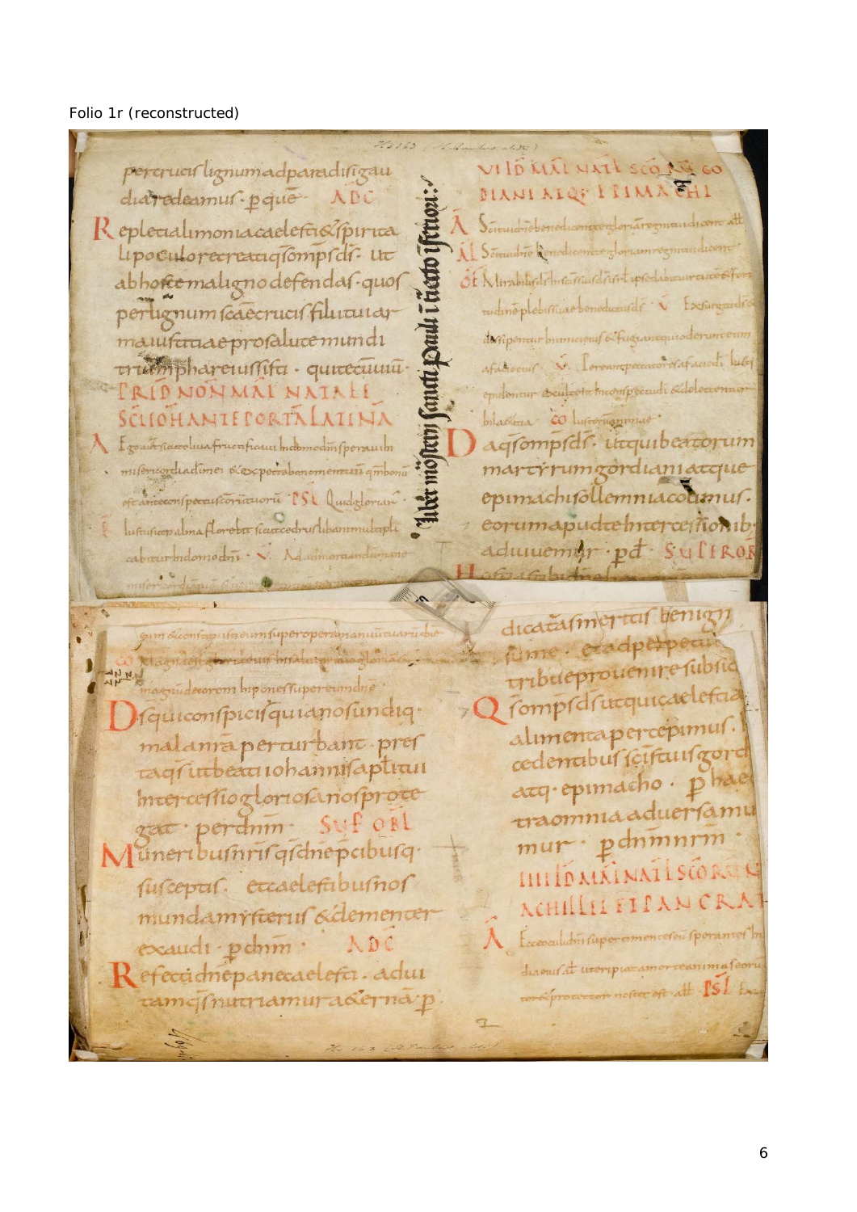Folio 1r (reconstructed)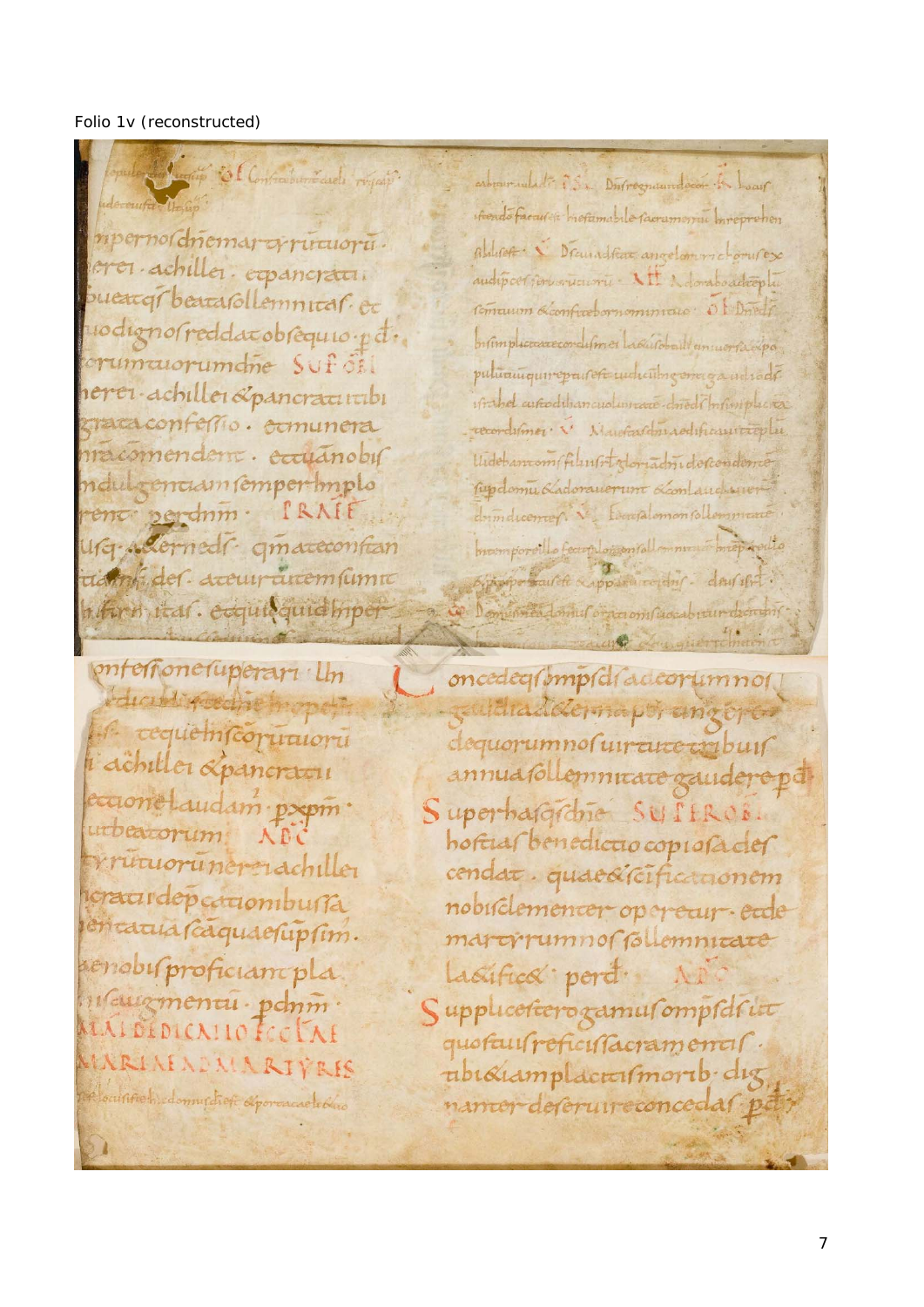Folio 1v (reconstructed)

npernoſdn̄e martyrum tuorū·
erei · achillei · et pancratii
bueatqſ beata ſollemnitaſ · et
uo dignos reddat obſequio · p d ·
orum tuorum dn̄e SUP OBL
erei · achillei & pancratii tibi
grata confeſſio · et munera
tra comendent · et tuā nobiſ
ndulgentiam ſemper implo
rent · per dnm · PRAEF
uſq· aeternedſ · qm̄ a te conſtan
tia · fidei · a te uirtutem ſumit
tas · et quidquid inper

onfeſſione ſuperari · Un

teque in ſcorum tuorū
achillei & pancratii
ectione laudam̄ · p xpm ·
ut beatorum · AD C
martyrum tuorū nerei achillei
ncratii depcationibus ſa
ntatua ſcāquae ſup ſim.
ae nobiſ proficiant pla
ugmentū · p dnm ·
MISSA IN DEDICATIO ECCLAE
MARIAE AD MARTYRES

oncede qſ omp̄s d̄s ad eorum nos

dequorum nos uirtute tribuiſ
annua ſollemnitate gaudere · p d ·
Super haſ q̄s dn̄e SUPER OBL
hoſtias benedictio copioſa deſ
cendat · quae & ſcīficationem
nobis clementer operetur · et de
martyrum nos ſollemnitate
laetificet · per d · AD C
Supplicester rogamus omp̄s d̄s ut
quoſ tuis reficis sacramentis ·
tibi & iam placitis moribꝰ dig
nanter deſeruire concedas · p d ·